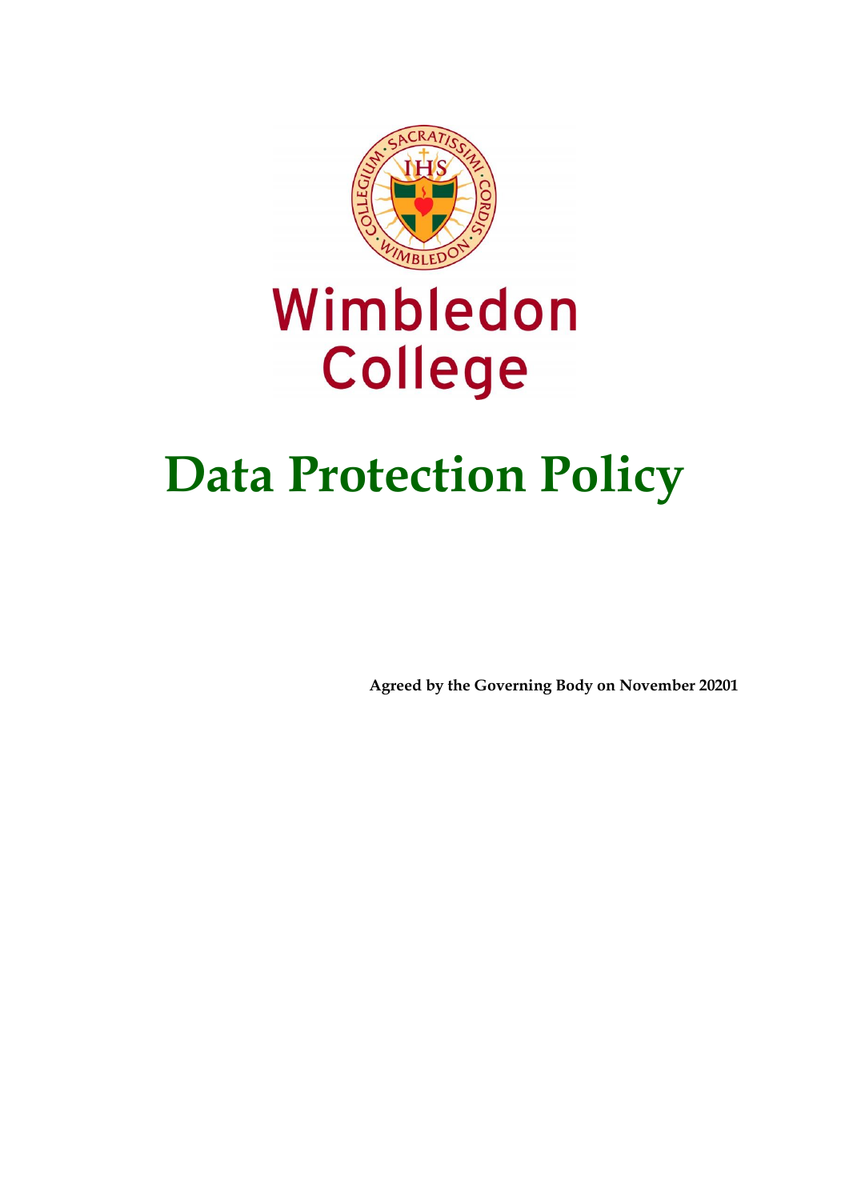Wimbledon College

# Data Protection Policy

**Agreed by the Governing Body on November 20201**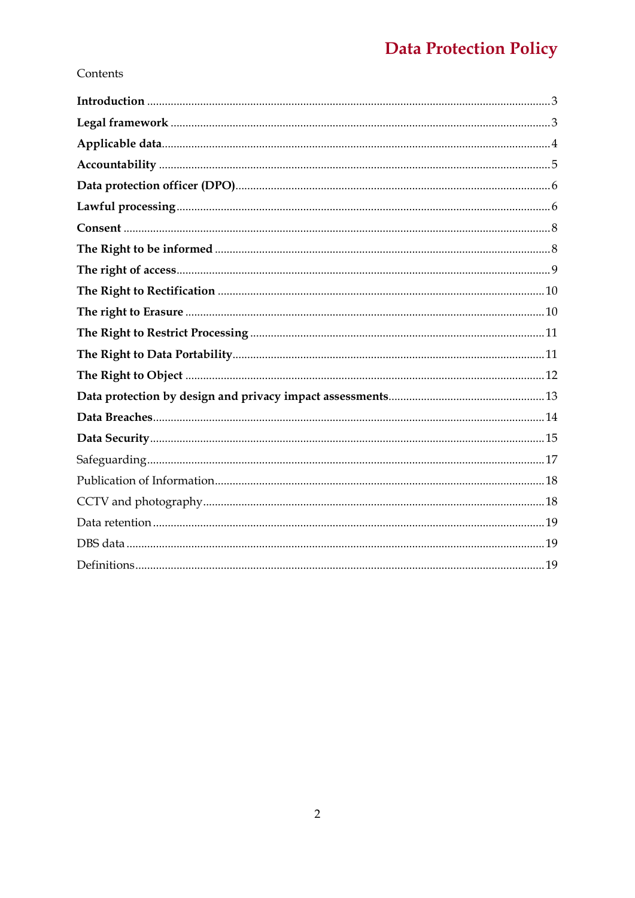Contents

| | |
|---|---|
| **Introduction** | 3 |
| **Legal framework** | 3 |
| **Applicable data** | 4 |
| **Accountability** | 5 |
| **Data protection officer (DPO)** | 6 |
| **Lawful processing** | 6 |
| **Consent** | 8 |
| **The Right to be informed** | 8 |
| **The right of access** | 9 |
| **The Right to Rectification** | 10 |
| **The right to Erasure** | 10 |
| **The Right to Restrict Processing** | 11 |
| **The Right to Data Portability** | 11 |
| **The Right to Object** | 12 |
| **Data protection by design and privacy impact assessments** | 13 |
| **Data Breaches** | 14 |
| **Data Security** | 15 |
| Safeguarding | 17 |
| Publication of Information | 18 |
| CCTV and photography | 18 |
| Data retention | 19 |
| DBS data | 19 |
| Definitions | 19 |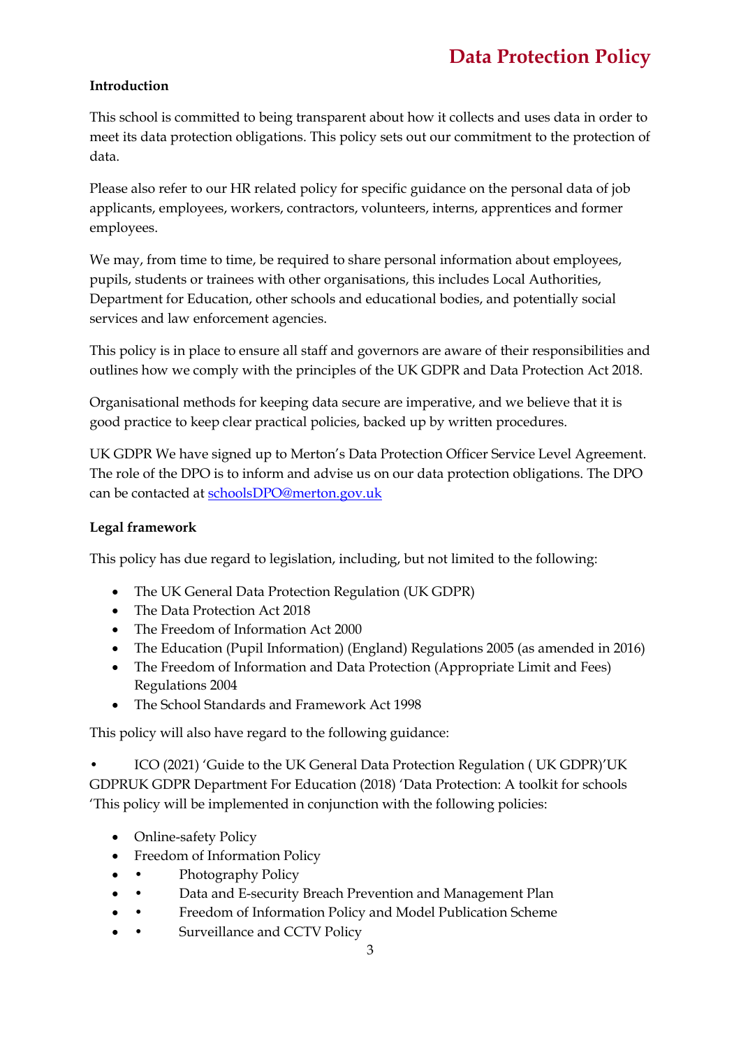# Data Protection Policy

**Introduction**

This school is committed to being transparent about how it collects and uses data in order to meet its data protection obligations. This policy sets out our commitment to the protection of data.

Please also refer to our HR related policy for specific guidance on the personal data of job applicants, employees, workers, contractors, volunteers, interns, apprentices and former employees.

We may, from time to time, be required to share personal information about employees, pupils, students or trainees with other organisations, this includes Local Authorities, Department for Education, other schools and educational bodies, and potentially social services and law enforcement agencies.

This policy is in place to ensure all staff and governors are aware of their responsibilities and outlines how we comply with the principles of the UK GDPR and Data Protection Act 2018.

Organisational methods for keeping data secure are imperative, and we believe that it is good practice to keep clear practical policies, backed up by written procedures.

UK GDPR We have signed up to Merton's Data Protection Officer Service Level Agreement. The role of the DPO is to inform and advise us on our data protection obligations. The DPO can be contacted at schoolsDPO@merton.gov.uk

**Legal framework**

This policy has due regard to legislation, including, but not limited to the following:

- The UK General Data Protection Regulation (UK GDPR)
- The Data Protection Act 2018
- The Freedom of Information Act 2000
- The Education (Pupil Information) (England) Regulations 2005 (as amended in 2016)
- The Freedom of Information and Data Protection (Appropriate Limit and Fees) Regulations 2004
- The School Standards and Framework Act 1998

This policy will also have regard to the following guidance:

• ICO (2021) 'Guide to the UK General Data Protection Regulation ( UK GDPR)'UK GDPRUK GDPR Department For Education (2018) 'Data Protection: A toolkit for schools 'This policy will be implemented in conjunction with the following policies:

- Online-safety Policy
- Freedom of Information Policy
- • Photography Policy
- • Data and E-security Breach Prevention and Management Plan
- • Freedom of Information Policy and Model Publication Scheme
- • Surveillance and CCTV Policy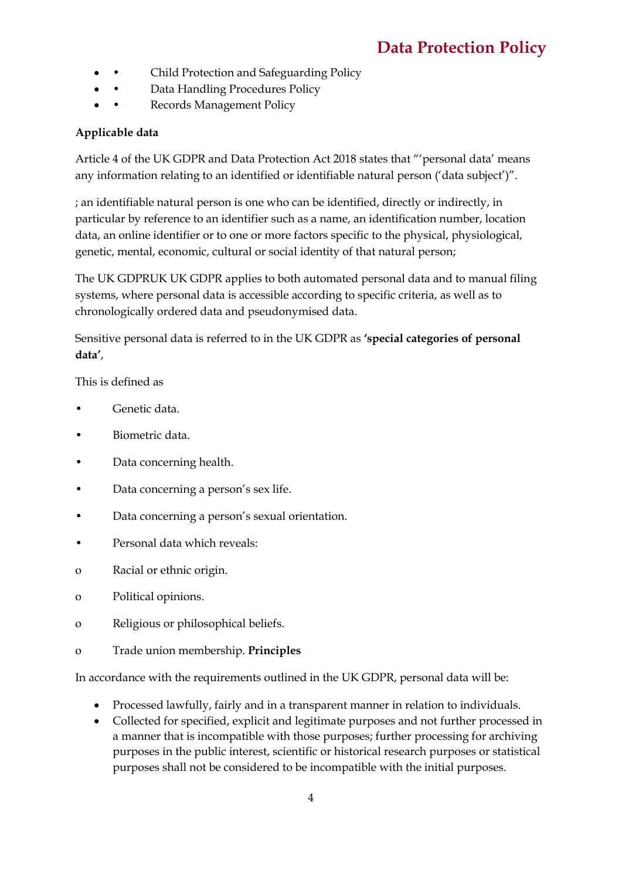- Child Protection and Safeguarding Policy
- Data Handling Procedures Policy
- Records Management Policy

**Applicable data**

Article 4 of the UK GDPR and Data Protection Act 2018 states that "'personal data' means any information relating to an identified or identifiable natural person ('data subject')".

; an identifiable natural person is one who can be identified, directly or indirectly, in particular by reference to an identifier such as a name, an identification number, location data, an online identifier or to one or more factors specific to the physical, physiological, genetic, mental, economic, cultural or social identity of that natural person;

The UK GDPRUK UK GDPR applies to both automated personal data and to manual filing systems, where personal data is accessible according to specific criteria, as well as to chronologically ordered data and pseudonymised data.

Sensitive personal data is referred to in the UK GDPR as **'special categories of personal data'**,

This is defined as

- Genetic data.
- Biometric data.
- Data concerning health.
- Data concerning a person's sex life.
- Data concerning a person's sexual orientation.
- Personal data which reveals:
  - Racial or ethnic origin.
  - Political opinions.
  - Religious or philosophical beliefs.
  - Trade union membership. **Principles**

In accordance with the requirements outlined in the UK GDPR, personal data will be:

- Processed lawfully, fairly and in a transparent manner in relation to individuals.
- Collected for specified, explicit and legitimate purposes and not further processed in a manner that is incompatible with those purposes; further processing for archiving purposes in the public interest, scientific or historical research purposes or statistical purposes shall not be considered to be incompatible with the initial purposes.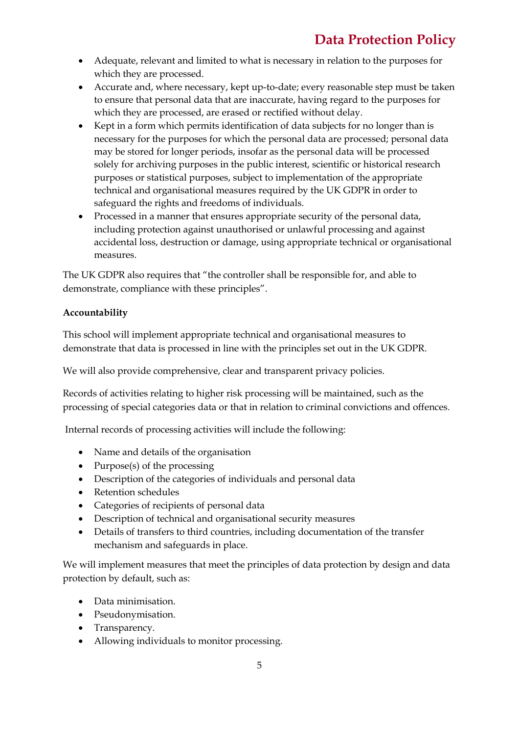- Adequate, relevant and limited to what is necessary in relation to the purposes for which they are processed.
- Accurate and, where necessary, kept up-to-date; every reasonable step must be taken to ensure that personal data that are inaccurate, having regard to the purposes for which they are processed, are erased or rectified without delay.
- Kept in a form which permits identification of data subjects for no longer than is necessary for the purposes for which the personal data are processed; personal data may be stored for longer periods, insofar as the personal data will be processed solely for archiving purposes in the public interest, scientific or historical research purposes or statistical purposes, subject to implementation of the appropriate technical and organisational measures required by the UK GDPR in order to safeguard the rights and freedoms of individuals.
- Processed in a manner that ensures appropriate security of the personal data, including protection against unauthorised or unlawful processing and against accidental loss, destruction or damage, using appropriate technical or organisational measures.

The UK GDPR also requires that "the controller shall be responsible for, and able to demonstrate, compliance with these principles".

**Accountability**

This school will implement appropriate technical and organisational measures to demonstrate that data is processed in line with the principles set out in the UK GDPR.

We will also provide comprehensive, clear and transparent privacy policies.

Records of activities relating to higher risk processing will be maintained, such as the processing of special categories data or that in relation to criminal convictions and offences.

Internal records of processing activities will include the following:

- Name and details of the organisation
- Purpose(s) of the processing
- Description of the categories of individuals and personal data
- Retention schedules
- Categories of recipients of personal data
- Description of technical and organisational security measures
- Details of transfers to third countries, including documentation of the transfer mechanism and safeguards in place.

We will implement measures that meet the principles of data protection by design and data protection by default, such as:

- Data minimisation.
- Pseudonymisation.
- Transparency.
- Allowing individuals to monitor processing.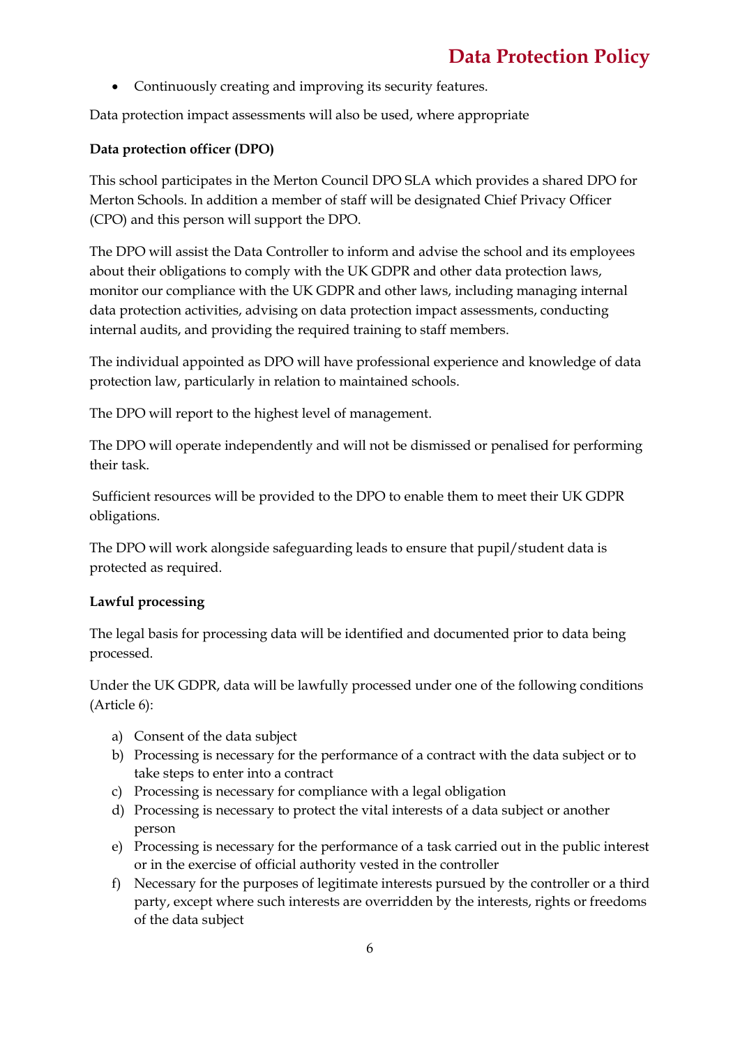- Continuously creating and improving its security features.

Data protection impact assessments will also be used, where appropriate

**Data protection officer (DPO)**

This school participates in the Merton Council DPO SLA which provides a shared DPO for Merton Schools. In addition a member of staff will be designated Chief Privacy Officer (CPO) and this person will support the DPO.

The DPO will assist the Data Controller to inform and advise the school and its employees about their obligations to comply with the UK GDPR and other data protection laws, monitor our compliance with the UK GDPR and other laws, including managing internal data protection activities, advising on data protection impact assessments, conducting internal audits, and providing the required training to staff members.

The individual appointed as DPO will have professional experience and knowledge of data protection law, particularly in relation to maintained schools.

The DPO will report to the highest level of management.

The DPO will operate independently and will not be dismissed or penalised for performing their task.

Sufficient resources will be provided to the DPO to enable them to meet their UK GDPR obligations.

The DPO will work alongside safeguarding leads to ensure that pupil/student data is protected as required.

**Lawful processing**

The legal basis for processing data will be identified and documented prior to data being processed.

Under the UK GDPR, data will be lawfully processed under one of the following conditions (Article 6):

a) Consent of the data subject
b) Processing is necessary for the performance of a contract with the data subject or to take steps to enter into a contract
c) Processing is necessary for compliance with a legal obligation
d) Processing is necessary to protect the vital interests of a data subject or another person
e) Processing is necessary for the performance of a task carried out in the public interest or in the exercise of official authority vested in the controller
f) Necessary for the purposes of legitimate interests pursued by the controller or a third party, except where such interests are overridden by the interests, rights or freedoms of the data subject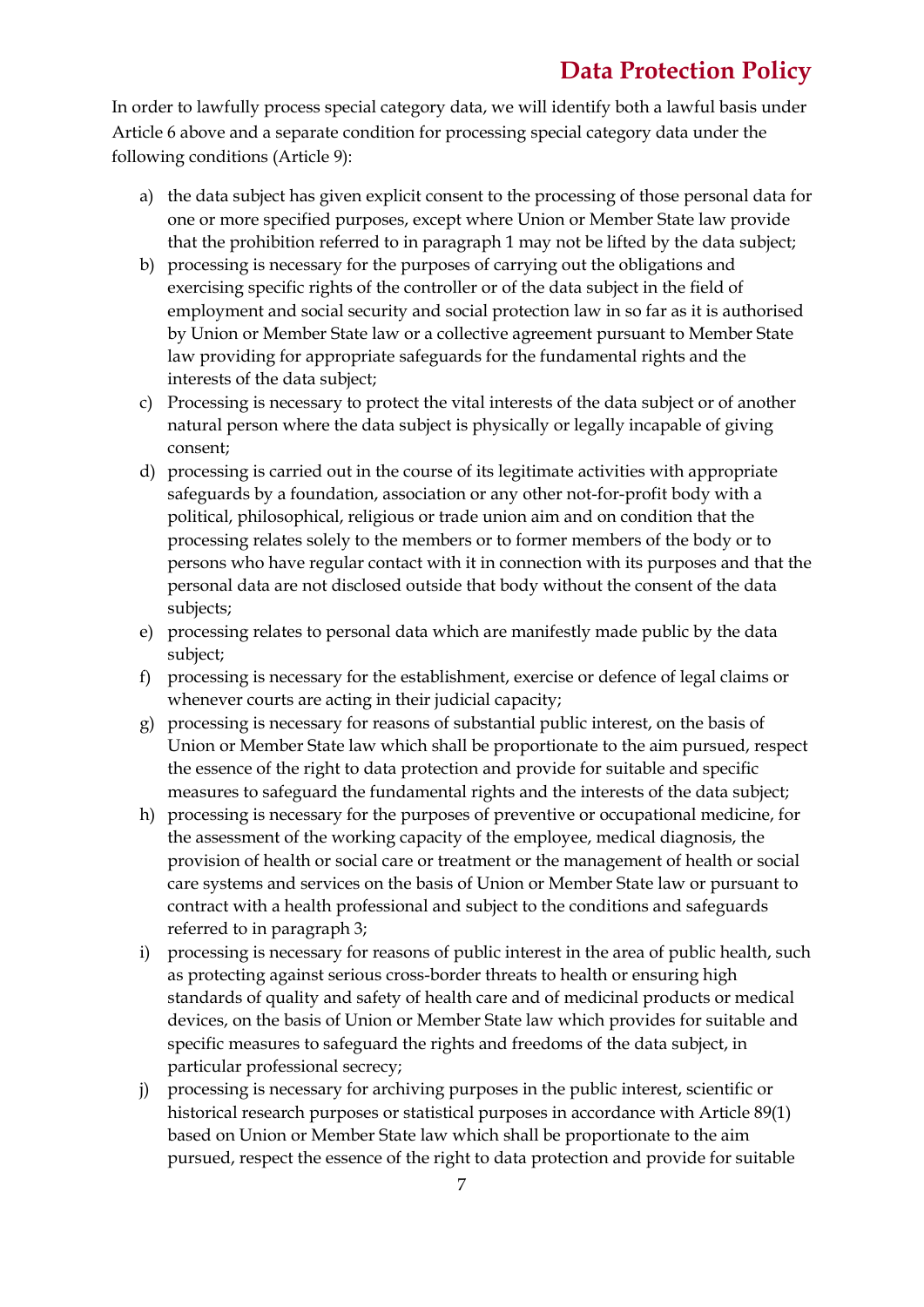In order to lawfully process special category data, we will identify both a lawful basis under Article 6 above and a separate condition for processing special category data under the following conditions (Article 9):

a) the data subject has given explicit consent to the processing of those personal data for one or more specified purposes, except where Union or Member State law provide that the prohibition referred to in paragraph 1 may not be lifted by the data subject;
b) processing is necessary for the purposes of carrying out the obligations and exercising specific rights of the controller or of the data subject in the field of employment and social security and social protection law in so far as it is authorised by Union or Member State law or a collective agreement pursuant to Member State law providing for appropriate safeguards for the fundamental rights and the interests of the data subject;
c) Processing is necessary to protect the vital interests of the data subject or of another natural person where the data subject is physically or legally incapable of giving consent;
d) processing is carried out in the course of its legitimate activities with appropriate safeguards by a foundation, association or any other not-for-profit body with a political, philosophical, religious or trade union aim and on condition that the processing relates solely to the members or to former members of the body or to persons who have regular contact with it in connection with its purposes and that the personal data are not disclosed outside that body without the consent of the data subjects;
e) processing relates to personal data which are manifestly made public by the data subject;
f) processing is necessary for the establishment, exercise or defence of legal claims or whenever courts are acting in their judicial capacity;
g) processing is necessary for reasons of substantial public interest, on the basis of Union or Member State law which shall be proportionate to the aim pursued, respect the essence of the right to data protection and provide for suitable and specific measures to safeguard the fundamental rights and the interests of the data subject;
h) processing is necessary for the purposes of preventive or occupational medicine, for the assessment of the working capacity of the employee, medical diagnosis, the provision of health or social care or treatment or the management of health or social care systems and services on the basis of Union or Member State law or pursuant to contract with a health professional and subject to the conditions and safeguards referred to in paragraph 3;
i) processing is necessary for reasons of public interest in the area of public health, such as protecting against serious cross-border threats to health or ensuring high standards of quality and safety of health care and of medicinal products or medical devices, on the basis of Union or Member State law which provides for suitable and specific measures to safeguard the rights and freedoms of the data subject, in particular professional secrecy;
j) processing is necessary for archiving purposes in the public interest, scientific or historical research purposes or statistical purposes in accordance with Article 89(1) based on Union or Member State law which shall be proportionate to the aim pursued, respect the essence of the right to data protection and provide for suitable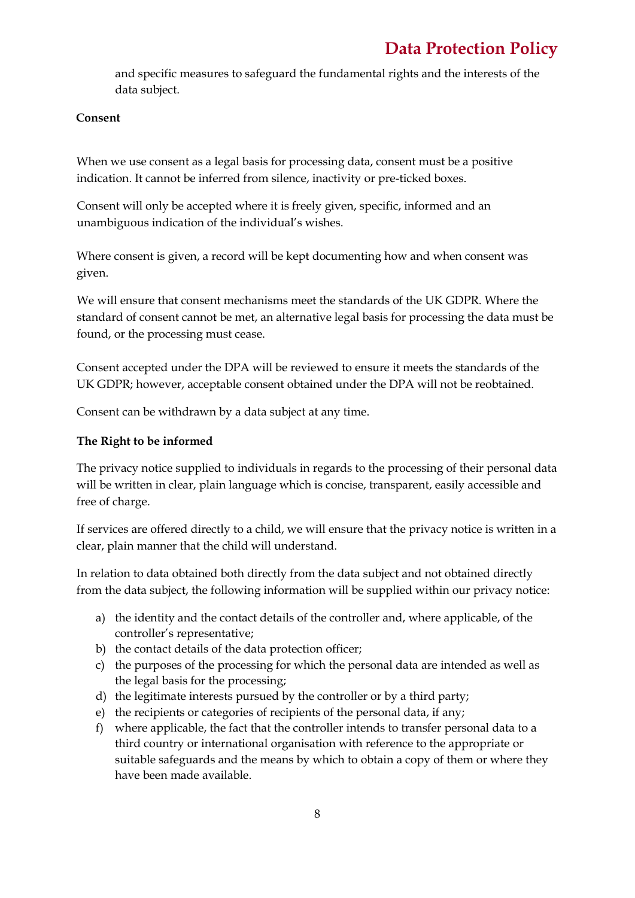and specific measures to safeguard the fundamental rights and the interests of the data subject.

**Consent**

When we use consent as a legal basis for processing data, consent must be a positive indication. It cannot be inferred from silence, inactivity or pre-ticked boxes.

Consent will only be accepted where it is freely given, specific, informed and an unambiguous indication of the individual's wishes.

Where consent is given, a record will be kept documenting how and when consent was given.

We will ensure that consent mechanisms meet the standards of the UK GDPR. Where the standard of consent cannot be met, an alternative legal basis for processing the data must be found, or the processing must cease.

Consent accepted under the DPA will be reviewed to ensure it meets the standards of the UK GDPR; however, acceptable consent obtained under the DPA will not be reobtained.

Consent can be withdrawn by a data subject at any time.

**The Right to be informed**

The privacy notice supplied to individuals in regards to the processing of their personal data will be written in clear, plain language which is concise, transparent, easily accessible and free of charge.

If services are offered directly to a child, we will ensure that the privacy notice is written in a clear, plain manner that the child will understand.

In relation to data obtained both directly from the data subject and not obtained directly from the data subject, the following information will be supplied within our privacy notice:

a) the identity and the contact details of the controller and, where applicable, of the controller's representative;
b) the contact details of the data protection officer;
c) the purposes of the processing for which the personal data are intended as well as the legal basis for the processing;
d) the legitimate interests pursued by the controller or by a third party;
e) the recipients or categories of recipients of the personal data, if any;
f) where applicable, the fact that the controller intends to transfer personal data to a third country or international organisation with reference to the appropriate or suitable safeguards and the means by which to obtain a copy of them or where they have been made available.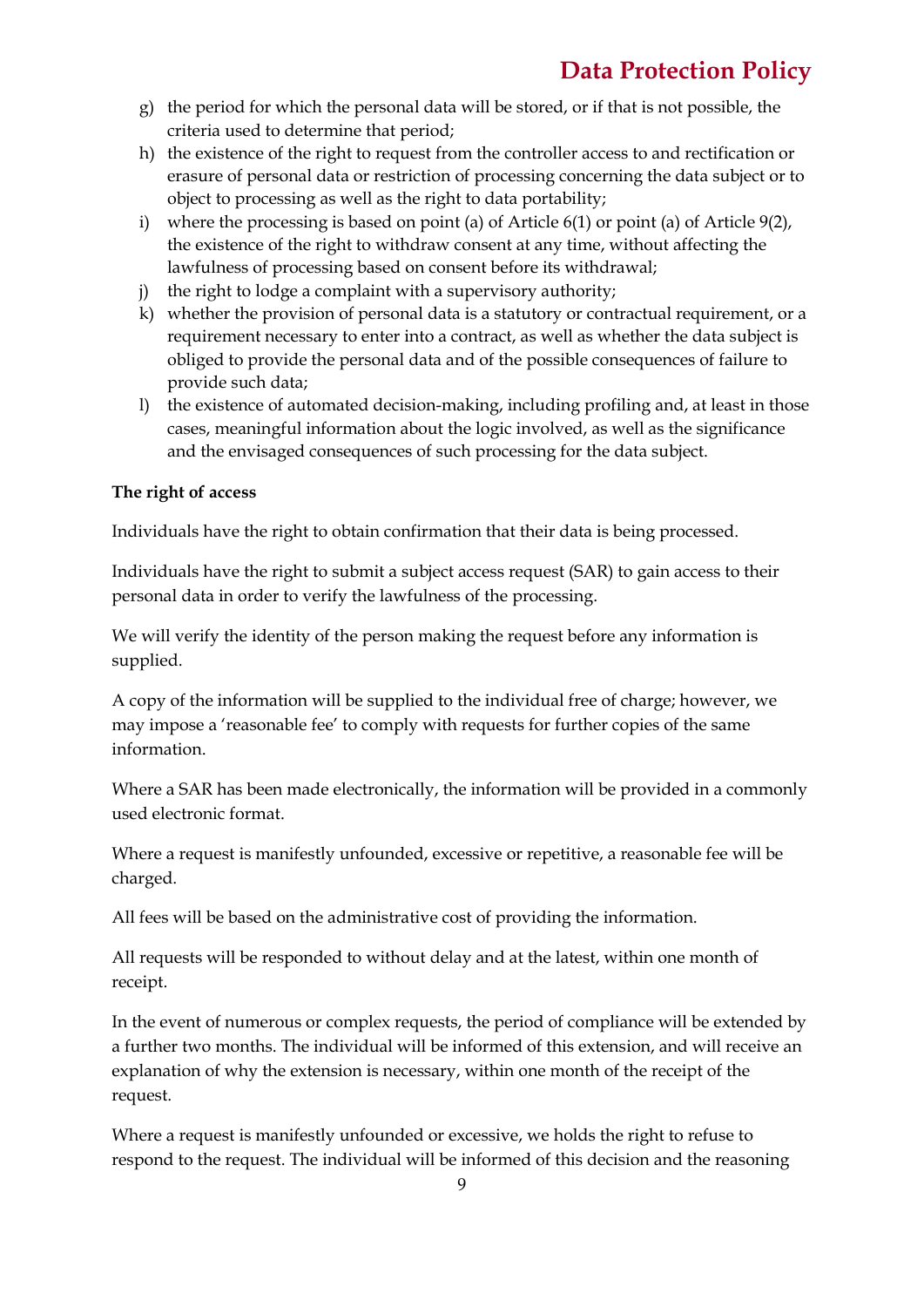g) the period for which the personal data will be stored, or if that is not possible, the criteria used to determine that period;
h) the existence of the right to request from the controller access to and rectification or erasure of personal data or restriction of processing concerning the data subject or to object to processing as well as the right to data portability;
i) where the processing is based on point (a) of Article 6(1) or point (a) of Article 9(2), the existence of the right to withdraw consent at any time, without affecting the lawfulness of processing based on consent before its withdrawal;
j) the right to lodge a complaint with a supervisory authority;
k) whether the provision of personal data is a statutory or contractual requirement, or a requirement necessary to enter into a contract, as well as whether the data subject is obliged to provide the personal data and of the possible consequences of failure to provide such data;
l) the existence of automated decision-making, including profiling and, at least in those cases, meaningful information about the logic involved, as well as the significance and the envisaged consequences of such processing for the data subject.

**The right of access**

Individuals have the right to obtain confirmation that their data is being processed.

Individuals have the right to submit a subject access request (SAR) to gain access to their personal data in order to verify the lawfulness of the processing.

We will verify the identity of the person making the request before any information is supplied.

A copy of the information will be supplied to the individual free of charge; however, we may impose a 'reasonable fee' to comply with requests for further copies of the same information.

Where a SAR has been made electronically, the information will be provided in a commonly used electronic format.

Where a request is manifestly unfounded, excessive or repetitive, a reasonable fee will be charged.

All fees will be based on the administrative cost of providing the information.

All requests will be responded to without delay and at the latest, within one month of receipt.

In the event of numerous or complex requests, the period of compliance will be extended by a further two months. The individual will be informed of this extension, and will receive an explanation of why the extension is necessary, within one month of the receipt of the request.

Where a request is manifestly unfounded or excessive, we holds the right to refuse to respond to the request. The individual will be informed of this decision and the reasoning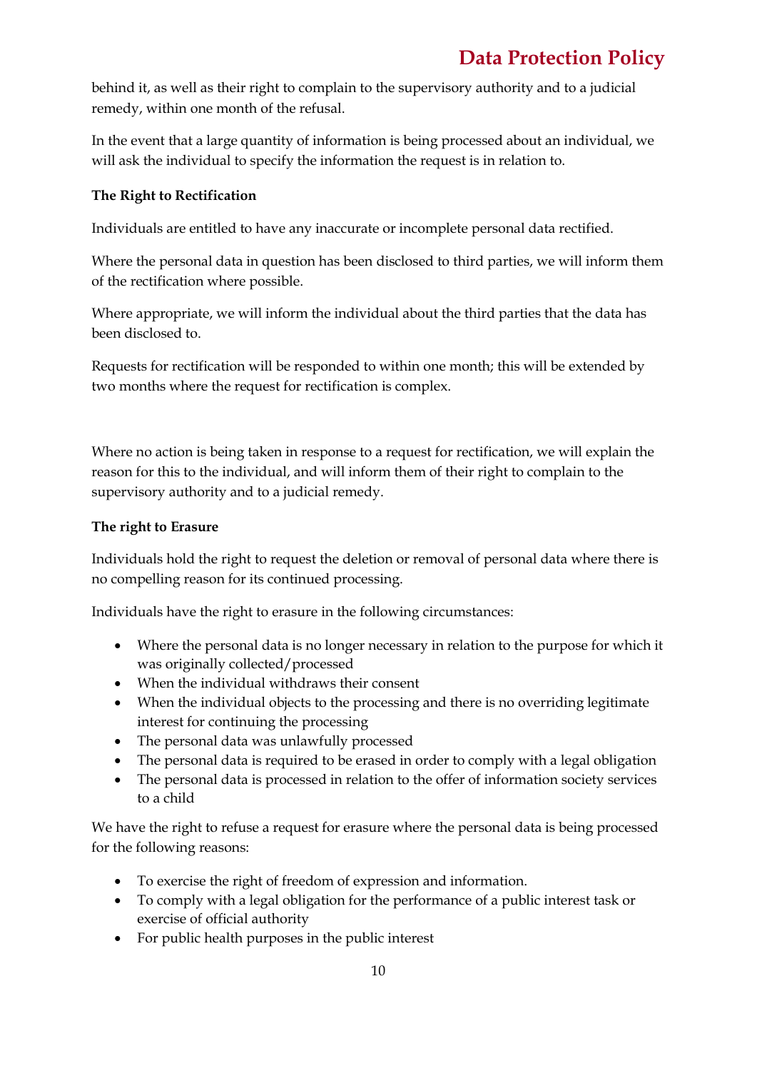behind it, as well as their right to complain to the supervisory authority and to a judicial remedy, within one month of the refusal.

In the event that a large quantity of information is being processed about an individual, we will ask the individual to specify the information the request is in relation to.

**The Right to Rectification**

Individuals are entitled to have any inaccurate or incomplete personal data rectified.

Where the personal data in question has been disclosed to third parties, we will inform them of the rectification where possible.

Where appropriate, we will inform the individual about the third parties that the data has been disclosed to.

Requests for rectification will be responded to within one month; this will be extended by two months where the request for rectification is complex.

Where no action is being taken in response to a request for rectification, we will explain the reason for this to the individual, and will inform them of their right to complain to the supervisory authority and to a judicial remedy.

**The right to Erasure**

Individuals hold the right to request the deletion or removal of personal data where there is no compelling reason for its continued processing.

Individuals have the right to erasure in the following circumstances:

- Where the personal data is no longer necessary in relation to the purpose for which it was originally collected/processed
- When the individual withdraws their consent
- When the individual objects to the processing and there is no overriding legitimate interest for continuing the processing
- The personal data was unlawfully processed
- The personal data is required to be erased in order to comply with a legal obligation
- The personal data is processed in relation to the offer of information society services to a child

We have the right to refuse a request for erasure where the personal data is being processed for the following reasons:

- To exercise the right of freedom of expression and information.
- To comply with a legal obligation for the performance of a public interest task or exercise of official authority
- For public health purposes in the public interest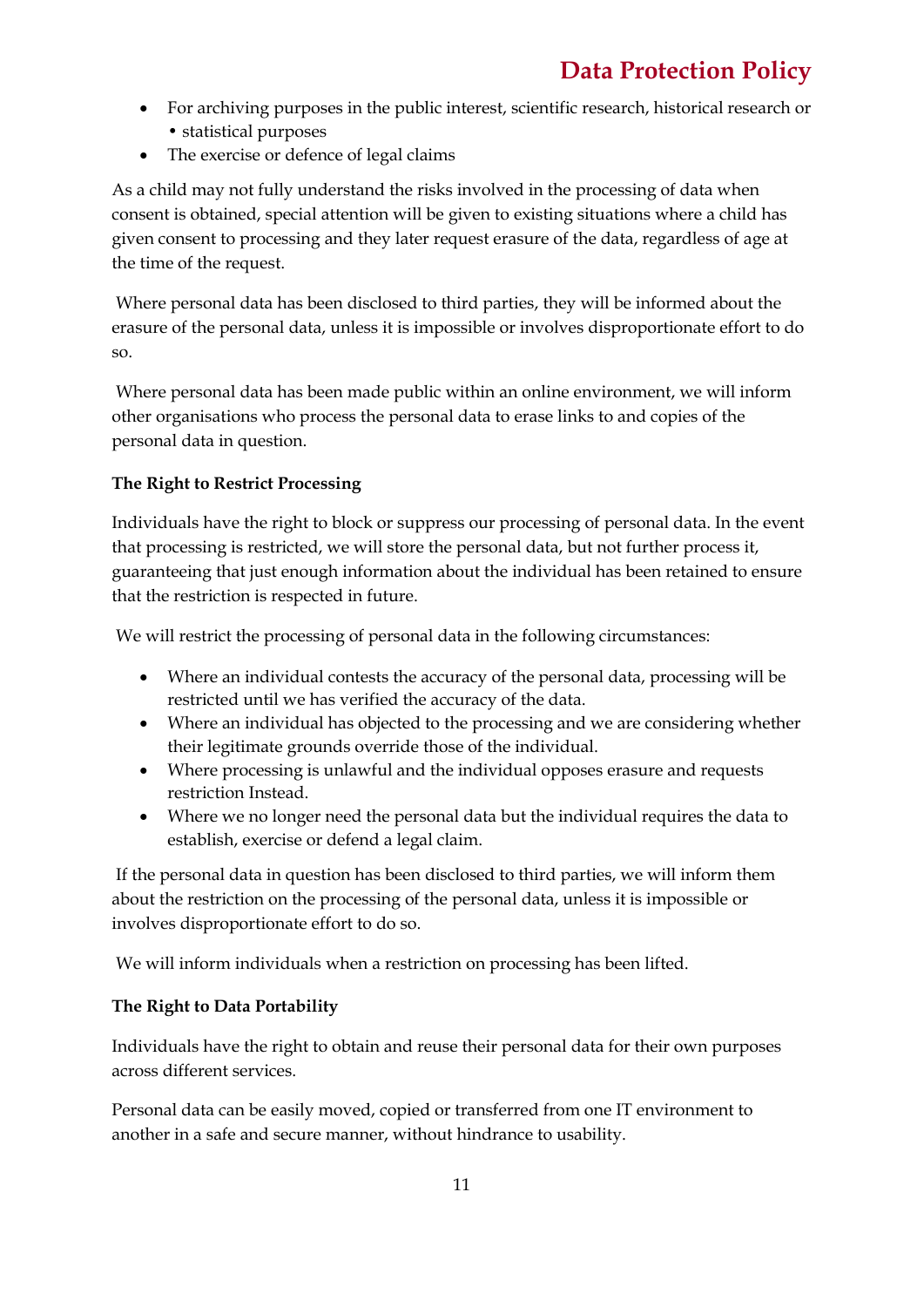- For archiving purposes in the public interest, scientific research, historical research or • statistical purposes
- The exercise or defence of legal claims

As a child may not fully understand the risks involved in the processing of data when consent is obtained, special attention will be given to existing situations where a child has given consent to processing and they later request erasure of the data, regardless of age at the time of the request.

Where personal data has been disclosed to third parties, they will be informed about the erasure of the personal data, unless it is impossible or involves disproportionate effort to do so.

Where personal data has been made public within an online environment, we will inform other organisations who process the personal data to erase links to and copies of the personal data in question.

**The Right to Restrict Processing**

Individuals have the right to block or suppress our processing of personal data. In the event that processing is restricted, we will store the personal data, but not further process it, guaranteeing that just enough information about the individual has been retained to ensure that the restriction is respected in future.

We will restrict the processing of personal data in the following circumstances:

- Where an individual contests the accuracy of the personal data, processing will be restricted until we has verified the accuracy of the data.
- Where an individual has objected to the processing and we are considering whether their legitimate grounds override those of the individual.
- Where processing is unlawful and the individual opposes erasure and requests restriction Instead.
- Where we no longer need the personal data but the individual requires the data to establish, exercise or defend a legal claim.

If the personal data in question has been disclosed to third parties, we will inform them about the restriction on the processing of the personal data, unless it is impossible or involves disproportionate effort to do so.

We will inform individuals when a restriction on processing has been lifted.

**The Right to Data Portability**

Individuals have the right to obtain and reuse their personal data for their own purposes across different services.

Personal data can be easily moved, copied or transferred from one IT environment to another in a safe and secure manner, without hindrance to usability.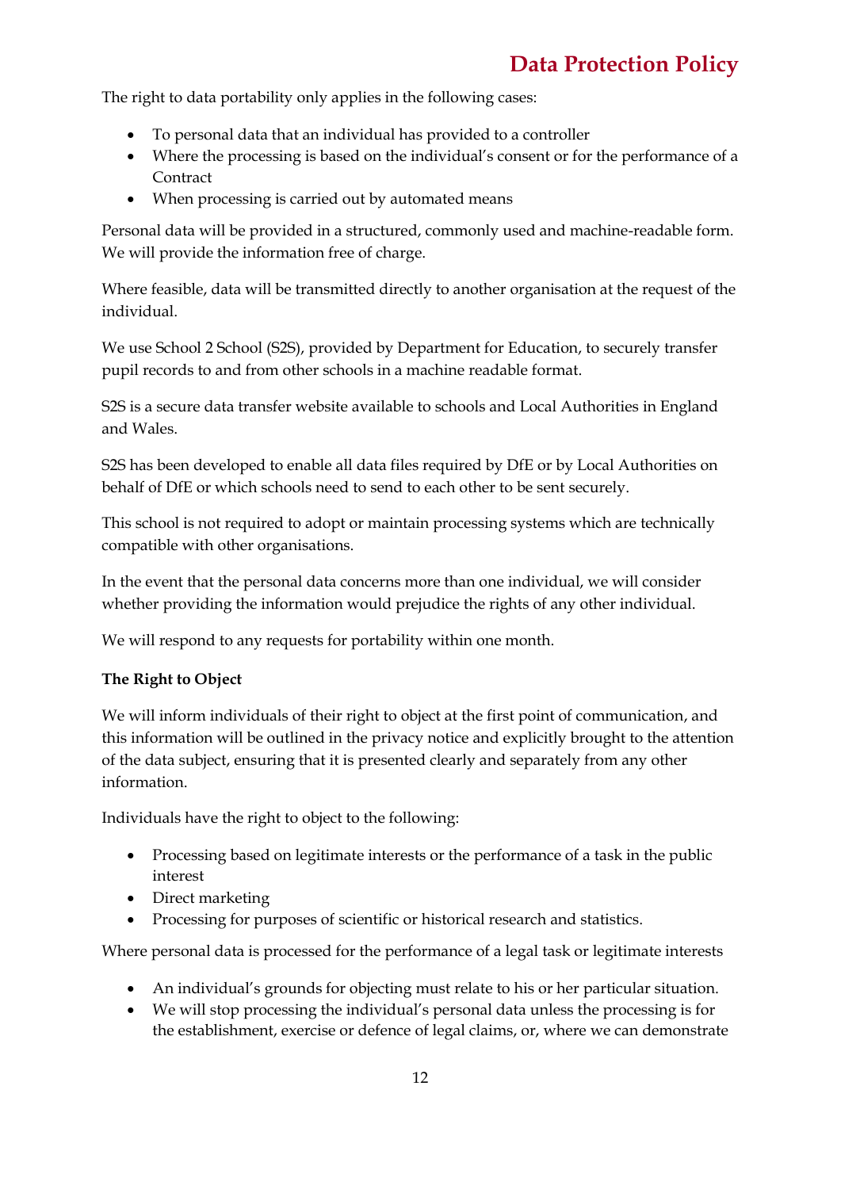The right to data portability only applies in the following cases:

- To personal data that an individual has provided to a controller
- Where the processing is based on the individual's consent or for the performance of a Contract
- When processing is carried out by automated means

Personal data will be provided in a structured, commonly used and machine-readable form. We will provide the information free of charge.

Where feasible, data will be transmitted directly to another organisation at the request of the individual.

We use School 2 School (S2S), provided by Department for Education, to securely transfer pupil records to and from other schools in a machine readable format.

S2S is a secure data transfer website available to schools and Local Authorities in England and Wales.

S2S has been developed to enable all data files required by DfE or by Local Authorities on behalf of DfE or which schools need to send to each other to be sent securely.

This school is not required to adopt or maintain processing systems which are technically compatible with other organisations.

In the event that the personal data concerns more than one individual, we will consider whether providing the information would prejudice the rights of any other individual.

We will respond to any requests for portability within one month.

**The Right to Object**

We will inform individuals of their right to object at the first point of communication, and this information will be outlined in the privacy notice and explicitly brought to the attention of the data subject, ensuring that it is presented clearly and separately from any other information.

Individuals have the right to object to the following:

- Processing based on legitimate interests or the performance of a task in the public interest
- Direct marketing
- Processing for purposes of scientific or historical research and statistics.

Where personal data is processed for the performance of a legal task or legitimate interests

- An individual's grounds for objecting must relate to his or her particular situation.
- We will stop processing the individual's personal data unless the processing is for the establishment, exercise or defence of legal claims, or, where we can demonstrate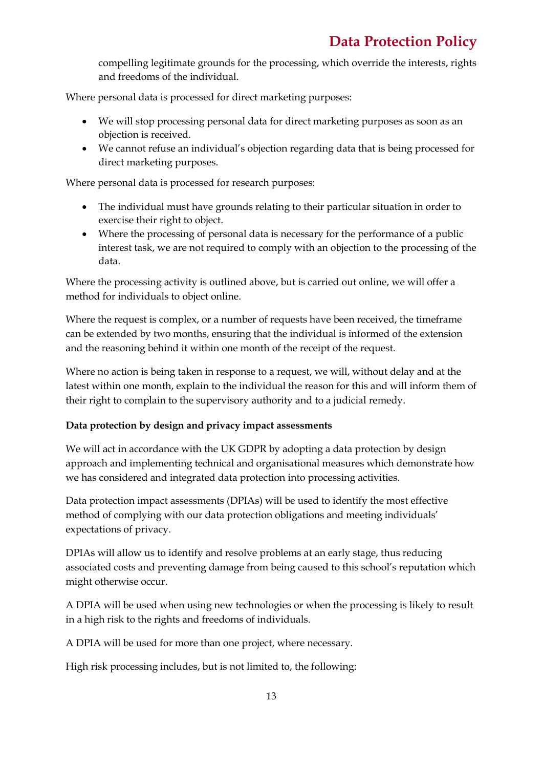compelling legitimate grounds for the processing, which override the interests, rights and freedoms of the individual.

Where personal data is processed for direct marketing purposes:

- We will stop processing personal data for direct marketing purposes as soon as an objection is received.
- We cannot refuse an individual's objection regarding data that is being processed for direct marketing purposes.

Where personal data is processed for research purposes:

- The individual must have grounds relating to their particular situation in order to exercise their right to object.
- Where the processing of personal data is necessary for the performance of a public interest task, we are not required to comply with an objection to the processing of the data.

Where the processing activity is outlined above, but is carried out online, we will offer a method for individuals to object online.

Where the request is complex, or a number of requests have been received, the timeframe can be extended by two months, ensuring that the individual is informed of the extension and the reasoning behind it within one month of the receipt of the request.

Where no action is being taken in response to a request, we will, without delay and at the latest within one month, explain to the individual the reason for this and will inform them of their right to complain to the supervisory authority and to a judicial remedy.

**Data protection by design and privacy impact assessments**

We will act in accordance with the UK GDPR by adopting a data protection by design approach and implementing technical and organisational measures which demonstrate how we has considered and integrated data protection into processing activities.

Data protection impact assessments (DPIAs) will be used to identify the most effective method of complying with our data protection obligations and meeting individuals' expectations of privacy.

DPIAs will allow us to identify and resolve problems at an early stage, thus reducing associated costs and preventing damage from being caused to this school's reputation which might otherwise occur.

A DPIA will be used when using new technologies or when the processing is likely to result in a high risk to the rights and freedoms of individuals.

A DPIA will be used for more than one project, where necessary.

High risk processing includes, but is not limited to, the following: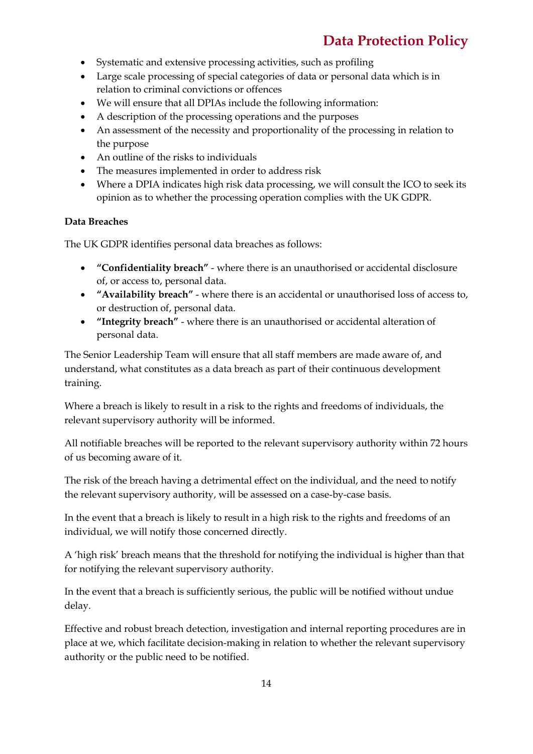- Systematic and extensive processing activities, such as profiling
- Large scale processing of special categories of data or personal data which is in relation to criminal convictions or offences
- We will ensure that all DPIAs include the following information:
- A description of the processing operations and the purposes
- An assessment of the necessity and proportionality of the processing in relation to the purpose
- An outline of the risks to individuals
- The measures implemented in order to address risk
- Where a DPIA indicates high risk data processing, we will consult the ICO to seek its opinion as to whether the processing operation complies with the UK GDPR.

**Data Breaches**

The UK GDPR identifies personal data breaches as follows:

- **"Confidentiality breach"** - where there is an unauthorised or accidental disclosure of, or access to, personal data.
- **"Availability breach"** - where there is an accidental or unauthorised loss of access to, or destruction of, personal data.
- **"Integrity breach"** - where there is an unauthorised or accidental alteration of personal data.

The Senior Leadership Team will ensure that all staff members are made aware of, and understand, what constitutes as a data breach as part of their continuous development training.

Where a breach is likely to result in a risk to the rights and freedoms of individuals, the relevant supervisory authority will be informed.

All notifiable breaches will be reported to the relevant supervisory authority within 72 hours of us becoming aware of it.

The risk of the breach having a detrimental effect on the individual, and the need to notify the relevant supervisory authority, will be assessed on a case-by-case basis.

In the event that a breach is likely to result in a high risk to the rights and freedoms of an individual, we will notify those concerned directly.

A 'high risk' breach means that the threshold for notifying the individual is higher than that for notifying the relevant supervisory authority.

In the event that a breach is sufficiently serious, the public will be notified without undue delay.

Effective and robust breach detection, investigation and internal reporting procedures are in place at we, which facilitate decision-making in relation to whether the relevant supervisory authority or the public need to be notified.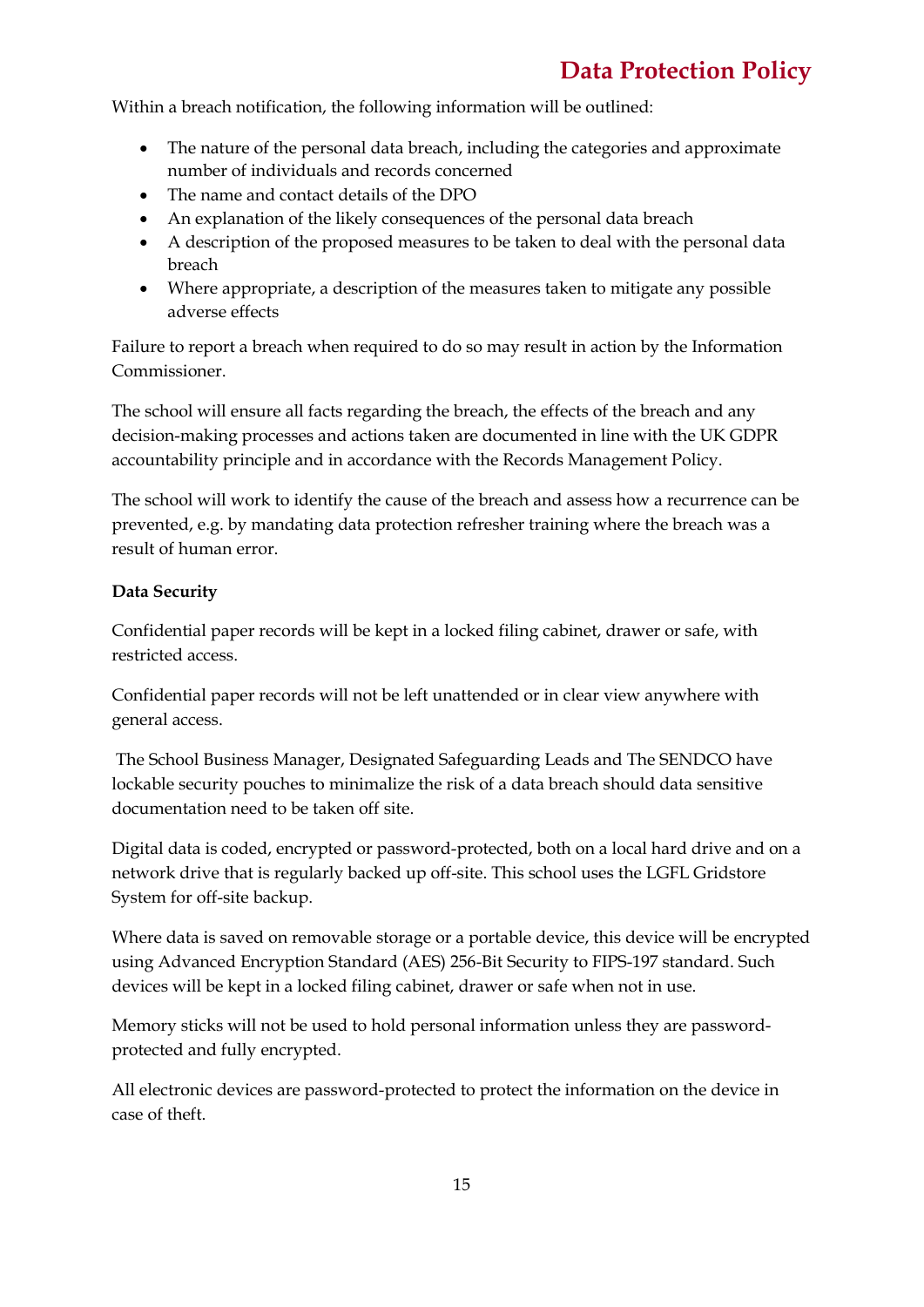Within a breach notification, the following information will be outlined:

- The nature of the personal data breach, including the categories and approximate number of individuals and records concerned
- The name and contact details of the DPO
- An explanation of the likely consequences of the personal data breach
- A description of the proposed measures to be taken to deal with the personal data breach
- Where appropriate, a description of the measures taken to mitigate any possible adverse effects

Failure to report a breach when required to do so may result in action by the Information Commissioner.

The school will ensure all facts regarding the breach, the effects of the breach and any decision-making processes and actions taken are documented in line with the UK GDPR accountability principle and in accordance with the Records Management Policy.

The school will work to identify the cause of the breach and assess how a recurrence can be prevented, e.g. by mandating data protection refresher training where the breach was a result of human error.

**Data Security**

Confidential paper records will be kept in a locked filing cabinet, drawer or safe, with restricted access.

Confidential paper records will not be left unattended or in clear view anywhere with general access.

The School Business Manager, Designated Safeguarding Leads and The SENDCO have lockable security pouches to minimalize the risk of a data breach should data sensitive documentation need to be taken off site.

Digital data is coded, encrypted or password-protected, both on a local hard drive and on a network drive that is regularly backed up off-site. This school uses the LGFL Gridstore System for off-site backup.

Where data is saved on removable storage or a portable device, this device will be encrypted using Advanced Encryption Standard (AES) 256-Bit Security to FIPS-197 standard. Such devices will be kept in a locked filing cabinet, drawer or safe when not in use.

Memory sticks will not be used to hold personal information unless they are password-protected and fully encrypted.

All electronic devices are password-protected to protect the information on the device in case of theft.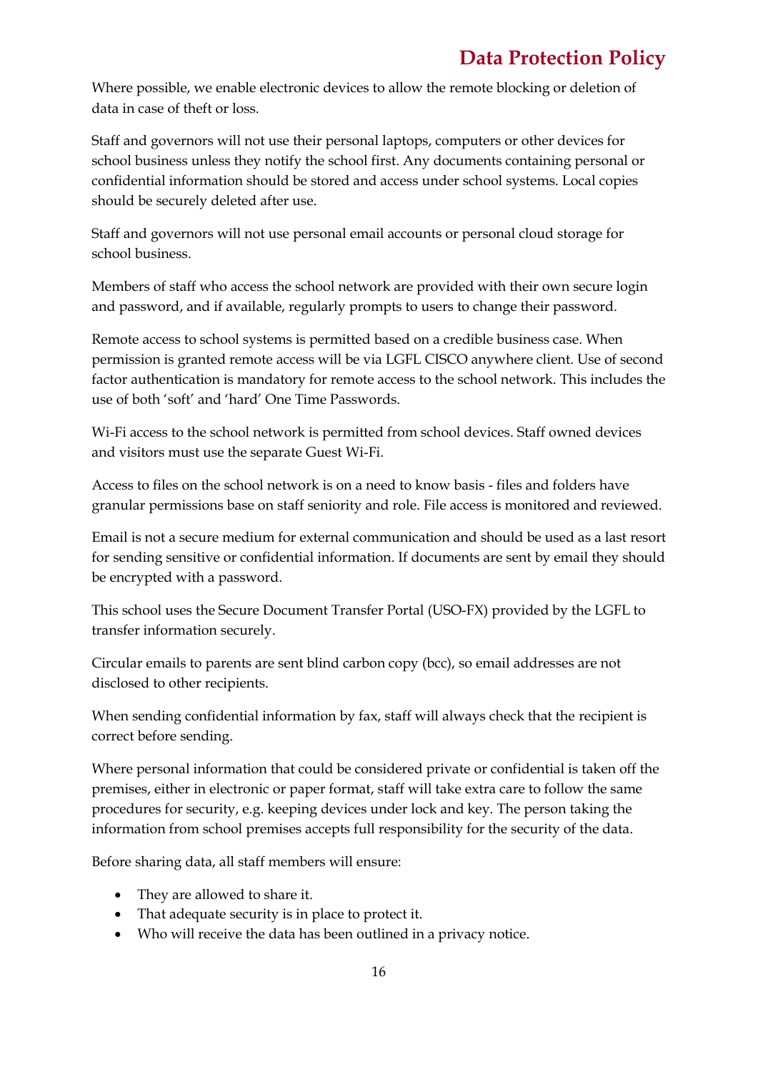Where possible, we enable electronic devices to allow the remote blocking or deletion of data in case of theft or loss.

Staff and governors will not use their personal laptops, computers or other devices for school business unless they notify the school first. Any documents containing personal or confidential information should be stored and access under school systems. Local copies should be securely deleted after use.

Staff and governors will not use personal email accounts or personal cloud storage for school business.

Members of staff who access the school network are provided with their own secure login and password, and if available, regularly prompts to users to change their password.

Remote access to school systems is permitted based on a credible business case. When permission is granted remote access will be via LGFL CISCO anywhere client. Use of second factor authentication is mandatory for remote access to the school network. This includes the use of both 'soft' and 'hard' One Time Passwords.

Wi-Fi access to the school network is permitted from school devices. Staff owned devices and visitors must use the separate Guest Wi-Fi.

Access to files on the school network is on a need to know basis - files and folders have granular permissions base on staff seniority and role. File access is monitored and reviewed.

Email is not a secure medium for external communication and should be used as a last resort for sending sensitive or confidential information. If documents are sent by email they should be encrypted with a password.

This school uses the Secure Document Transfer Portal (USO-FX) provided by the LGFL to transfer information securely.

Circular emails to parents are sent blind carbon copy (bcc), so email addresses are not disclosed to other recipients.

When sending confidential information by fax, staff will always check that the recipient is correct before sending.

Where personal information that could be considered private or confidential is taken off the premises, either in electronic or paper format, staff will take extra care to follow the same procedures for security, e.g. keeping devices under lock and key. The person taking the information from school premises accepts full responsibility for the security of the data.

Before sharing data, all staff members will ensure:

- They are allowed to share it.
- That adequate security is in place to protect it.
- Who will receive the data has been outlined in a privacy notice.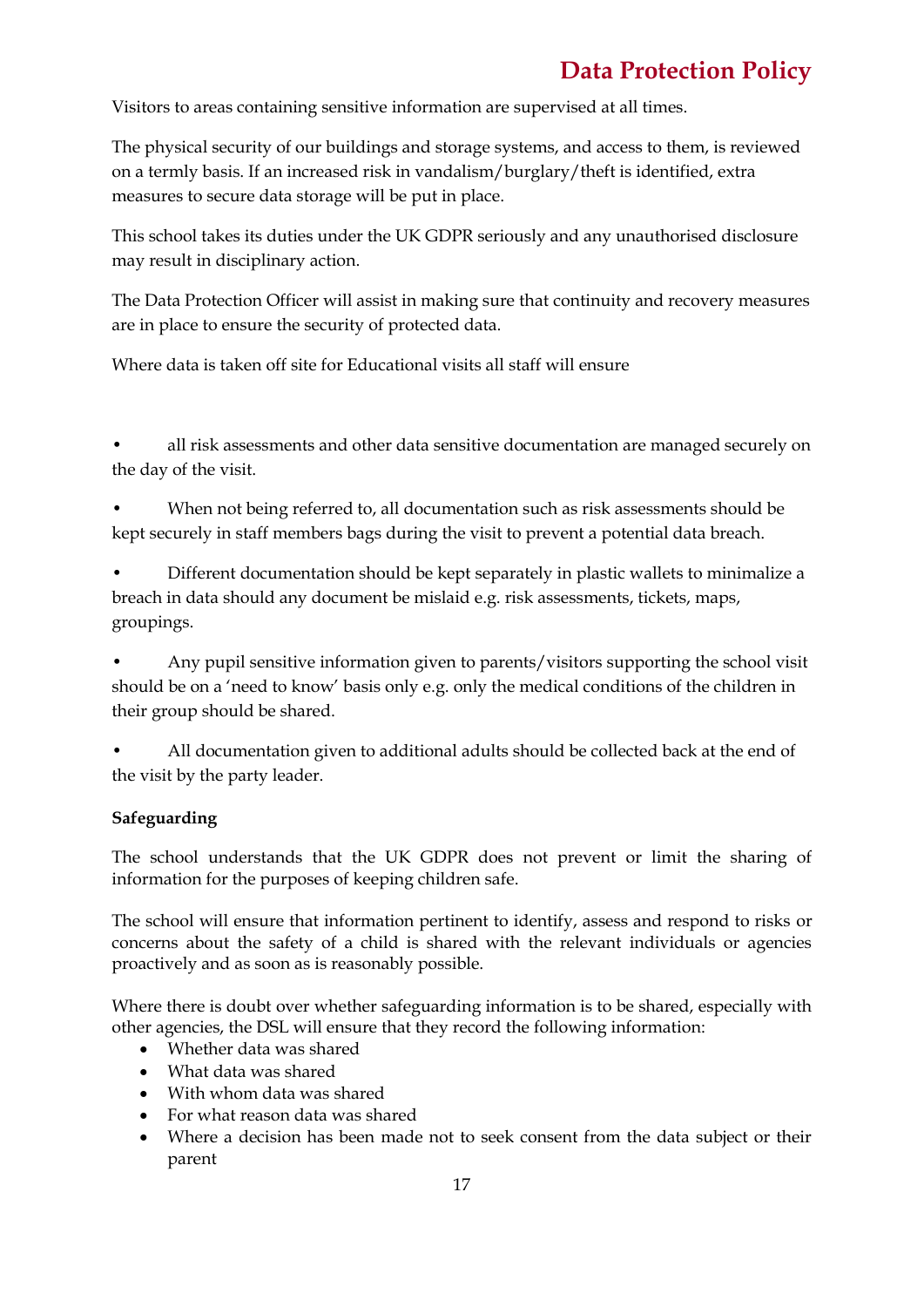Visitors to areas containing sensitive information are supervised at all times.

The physical security of our buildings and storage systems, and access to them, is reviewed on a termly basis. If an increased risk in vandalism/burglary/theft is identified, extra measures to secure data storage will be put in place.

This school takes its duties under the UK GDPR seriously and any unauthorised disclosure may result in disciplinary action.

The Data Protection Officer will assist in making sure that continuity and recovery measures are in place to ensure the security of protected data.

Where data is taken off site for Educational visits all staff will ensure

- all risk assessments and other data sensitive documentation are managed securely on the day of the visit.
- When not being referred to, all documentation such as risk assessments should be kept securely in staff members bags during the visit to prevent a potential data breach.
- Different documentation should be kept separately in plastic wallets to minimalize a breach in data should any document be mislaid e.g. risk assessments, tickets, maps, groupings.
- Any pupil sensitive information given to parents/visitors supporting the school visit should be on a 'need to know' basis only e.g. only the medical conditions of the children in their group should be shared.
- All documentation given to additional adults should be collected back at the end of the visit by the party leader.

**Safeguarding**

The school understands that the UK GDPR does not prevent or limit the sharing of information for the purposes of keeping children safe.

The school will ensure that information pertinent to identify, assess and respond to risks or concerns about the safety of a child is shared with the relevant individuals or agencies proactively and as soon as is reasonably possible.

Where there is doubt over whether safeguarding information is to be shared, especially with other agencies, the DSL will ensure that they record the following information:

- Whether data was shared
- What data was shared
- With whom data was shared
- For what reason data was shared
- Where a decision has been made not to seek consent from the data subject or their parent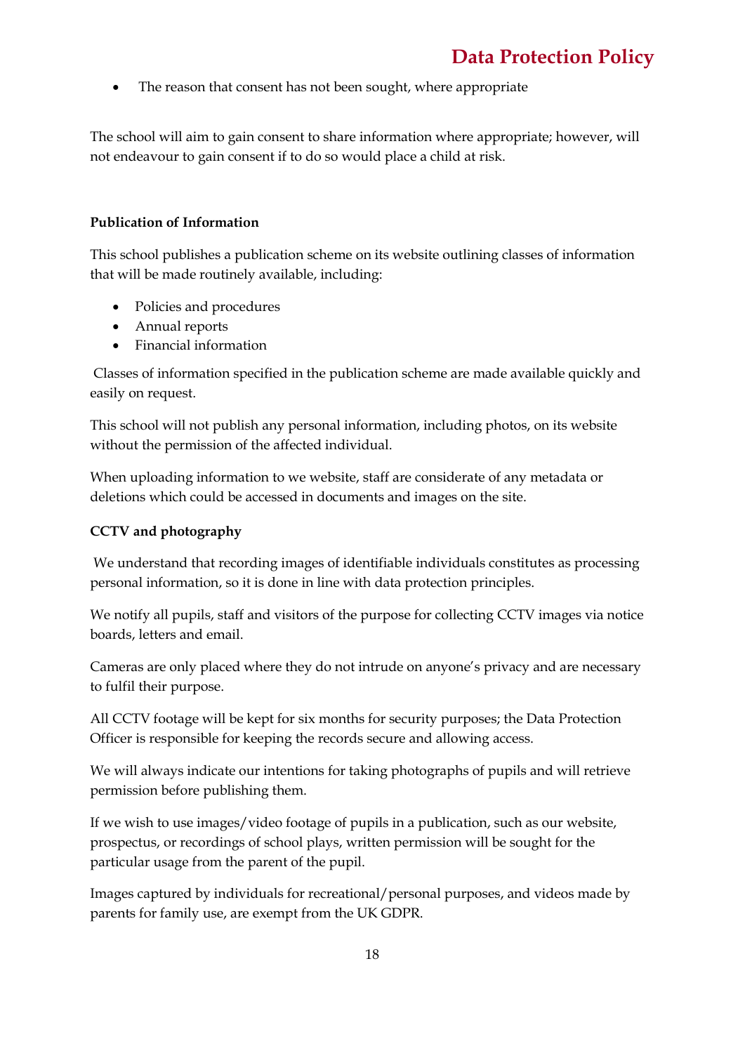- The reason that consent has not been sought, where appropriate

The school will aim to gain consent to share information where appropriate; however, will not endeavour to gain consent if to do so would place a child at risk.

**Publication of Information**

This school publishes a publication scheme on its website outlining classes of information that will be made routinely available, including:

- Policies and procedures
- Annual reports
- Financial information

Classes of information specified in the publication scheme are made available quickly and easily on request.

This school will not publish any personal information, including photos, on its website without the permission of the affected individual.

When uploading information to we website, staff are considerate of any metadata or deletions which could be accessed in documents and images on the site.

**CCTV and photography**

We understand that recording images of identifiable individuals constitutes as processing personal information, so it is done in line with data protection principles.

We notify all pupils, staff and visitors of the purpose for collecting CCTV images via notice boards, letters and email.

Cameras are only placed where they do not intrude on anyone's privacy and are necessary to fulfil their purpose.

All CCTV footage will be kept for six months for security purposes; the Data Protection Officer is responsible for keeping the records secure and allowing access.

We will always indicate our intentions for taking photographs of pupils and will retrieve permission before publishing them.

If we wish to use images/video footage of pupils in a publication, such as our website, prospectus, or recordings of school plays, written permission will be sought for the particular usage from the parent of the pupil.

Images captured by individuals for recreational/personal purposes, and videos made by parents for family use, are exempt from the UK GDPR.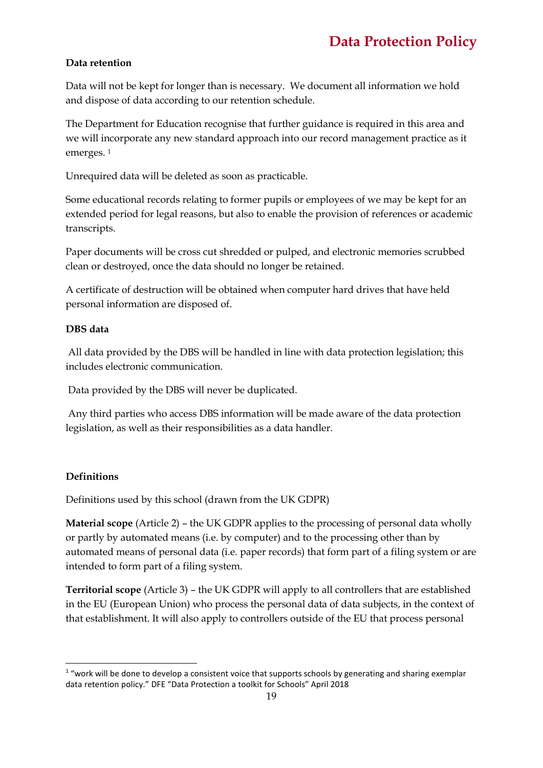**Data retention**

Data will not be kept for longer than is necessary. We document all information we hold and dispose of data according to our retention schedule.

The Department for Education recognise that further guidance is required in this area and we will incorporate any new standard approach into our record management practice as it emerges. [1]

Unrequired data will be deleted as soon as practicable.

Some educational records relating to former pupils or employees of we may be kept for an extended period for legal reasons, but also to enable the provision of references or academic transcripts.

Paper documents will be cross cut shredded or pulped, and electronic memories scrubbed clean or destroyed, once the data should no longer be retained.

A certificate of destruction will be obtained when computer hard drives that have held personal information are disposed of.

**DBS data**

All data provided by the DBS will be handled in line with data protection legislation; this includes electronic communication.

Data provided by the DBS will never be duplicated.

Any third parties who access DBS information will be made aware of the data protection legislation, as well as their responsibilities as a data handler.

**Definitions**

Definitions used by this school (drawn from the UK GDPR)

**Material scope** (Article 2) – the UK GDPR applies to the processing of personal data wholly or partly by automated means (i.e. by computer) and to the processing other than by automated means of personal data (i.e. paper records) that form part of a filing system or are intended to form part of a filing system.

**Territorial scope** (Article 3) – the UK GDPR will apply to all controllers that are established in the EU (European Union) who process the personal data of data subjects, in the context of that establishment. It will also apply to controllers outside of the EU that process personal

---

[1] "work will be done to develop a consistent voice that supports schools by generating and sharing exemplar data retention policy." DFE "Data Protection a toolkit for Schools" April 2018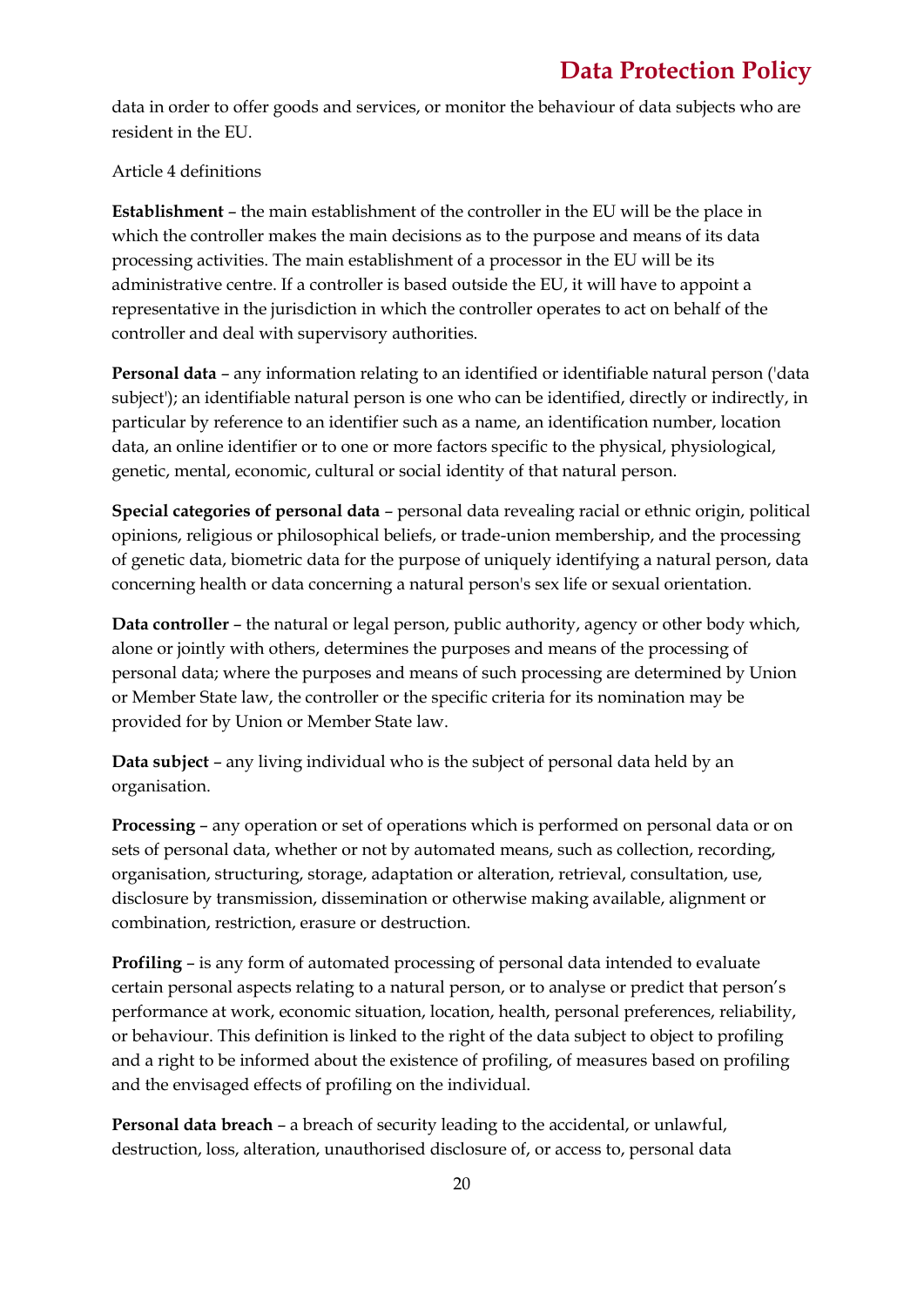data in order to offer goods and services, or monitor the behaviour of data subjects who are resident in the EU.

Article 4 definitions

**Establishment** – the main establishment of the controller in the EU will be the place in which the controller makes the main decisions as to the purpose and means of its data processing activities. The main establishment of a processor in the EU will be its administrative centre. If a controller is based outside the EU, it will have to appoint a representative in the jurisdiction in which the controller operates to act on behalf of the controller and deal with supervisory authorities.

**Personal data** – any information relating to an identified or identifiable natural person ('data subject'); an identifiable natural person is one who can be identified, directly or indirectly, in particular by reference to an identifier such as a name, an identification number, location data, an online identifier or to one or more factors specific to the physical, physiological, genetic, mental, economic, cultural or social identity of that natural person.

**Special categories of personal data** – personal data revealing racial or ethnic origin, political opinions, religious or philosophical beliefs, or trade-union membership, and the processing of genetic data, biometric data for the purpose of uniquely identifying a natural person, data concerning health or data concerning a natural person's sex life or sexual orientation.

**Data controller** – the natural or legal person, public authority, agency or other body which, alone or jointly with others, determines the purposes and means of the processing of personal data; where the purposes and means of such processing are determined by Union or Member State law, the controller or the specific criteria for its nomination may be provided for by Union or Member State law.

**Data subject** – any living individual who is the subject of personal data held by an organisation.

**Processing** – any operation or set of operations which is performed on personal data or on sets of personal data, whether or not by automated means, such as collection, recording, organisation, structuring, storage, adaptation or alteration, retrieval, consultation, use, disclosure by transmission, dissemination or otherwise making available, alignment or combination, restriction, erasure or destruction.

**Profiling** – is any form of automated processing of personal data intended to evaluate certain personal aspects relating to a natural person, or to analyse or predict that person's performance at work, economic situation, location, health, personal preferences, reliability, or behaviour. This definition is linked to the right of the data subject to object to profiling and a right to be informed about the existence of profiling, of measures based on profiling and the envisaged effects of profiling on the individual.

**Personal data breach** – a breach of security leading to the accidental, or unlawful, destruction, loss, alteration, unauthorised disclosure of, or access to, personal data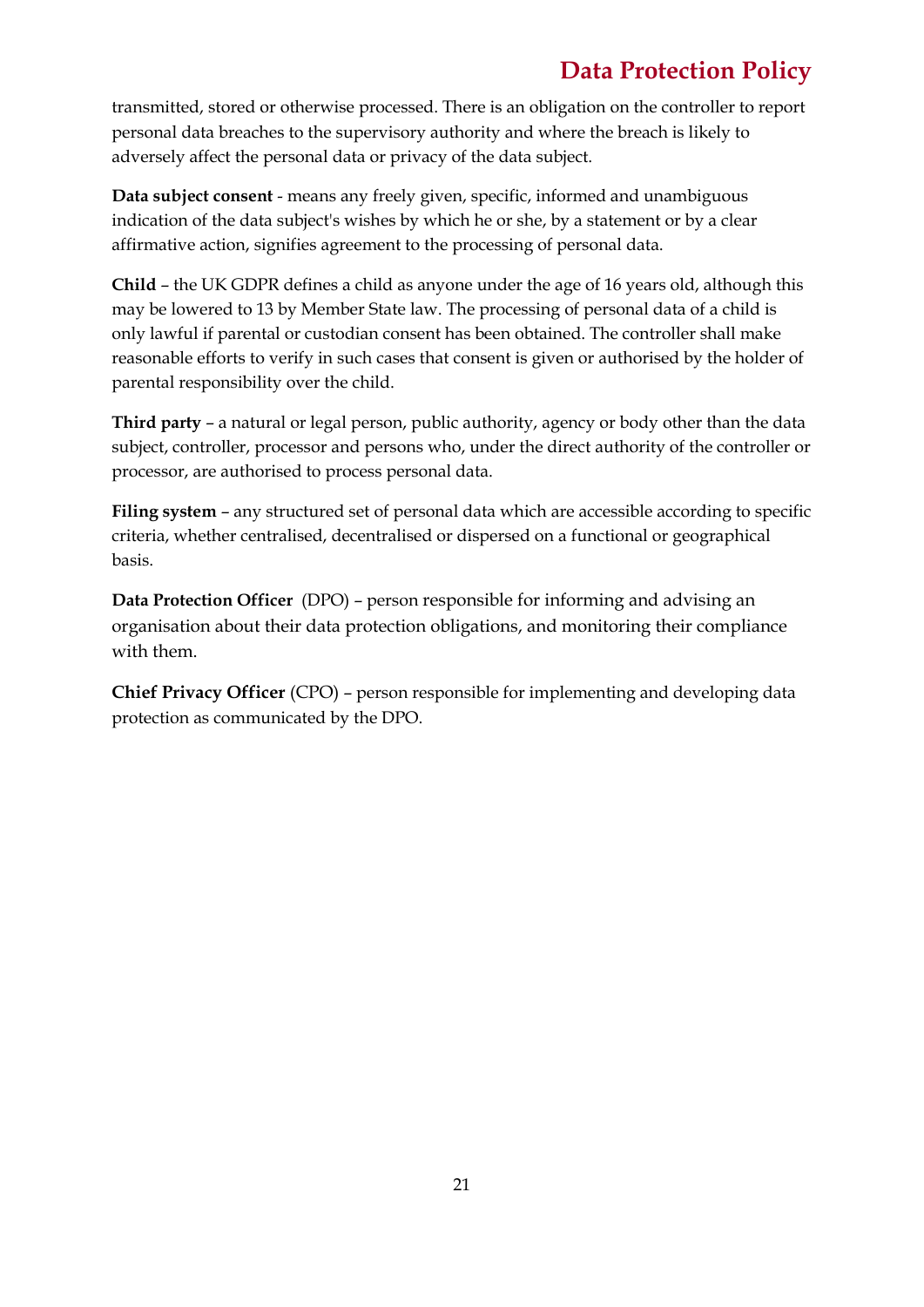transmitted, stored or otherwise processed. There is an obligation on the controller to report personal data breaches to the supervisory authority and where the breach is likely to adversely affect the personal data or privacy of the data subject.

**Data subject consent** - means any freely given, specific, informed and unambiguous indication of the data subject's wishes by which he or she, by a statement or by a clear affirmative action, signifies agreement to the processing of personal data.

**Child** – the UK GDPR defines a child as anyone under the age of 16 years old, although this may be lowered to 13 by Member State law. The processing of personal data of a child is only lawful if parental or custodian consent has been obtained. The controller shall make reasonable efforts to verify in such cases that consent is given or authorised by the holder of parental responsibility over the child.

**Third party** – a natural or legal person, public authority, agency or body other than the data subject, controller, processor and persons who, under the direct authority of the controller or processor, are authorised to process personal data.

**Filing system** – any structured set of personal data which are accessible according to specific criteria, whether centralised, decentralised or dispersed on a functional or geographical basis.

**Data Protection Officer** (DPO) – person responsible for informing and advising an organisation about their data protection obligations, and monitoring their compliance with them.

**Chief Privacy Officer** (CPO) – person responsible for implementing and developing data protection as communicated by the DPO.